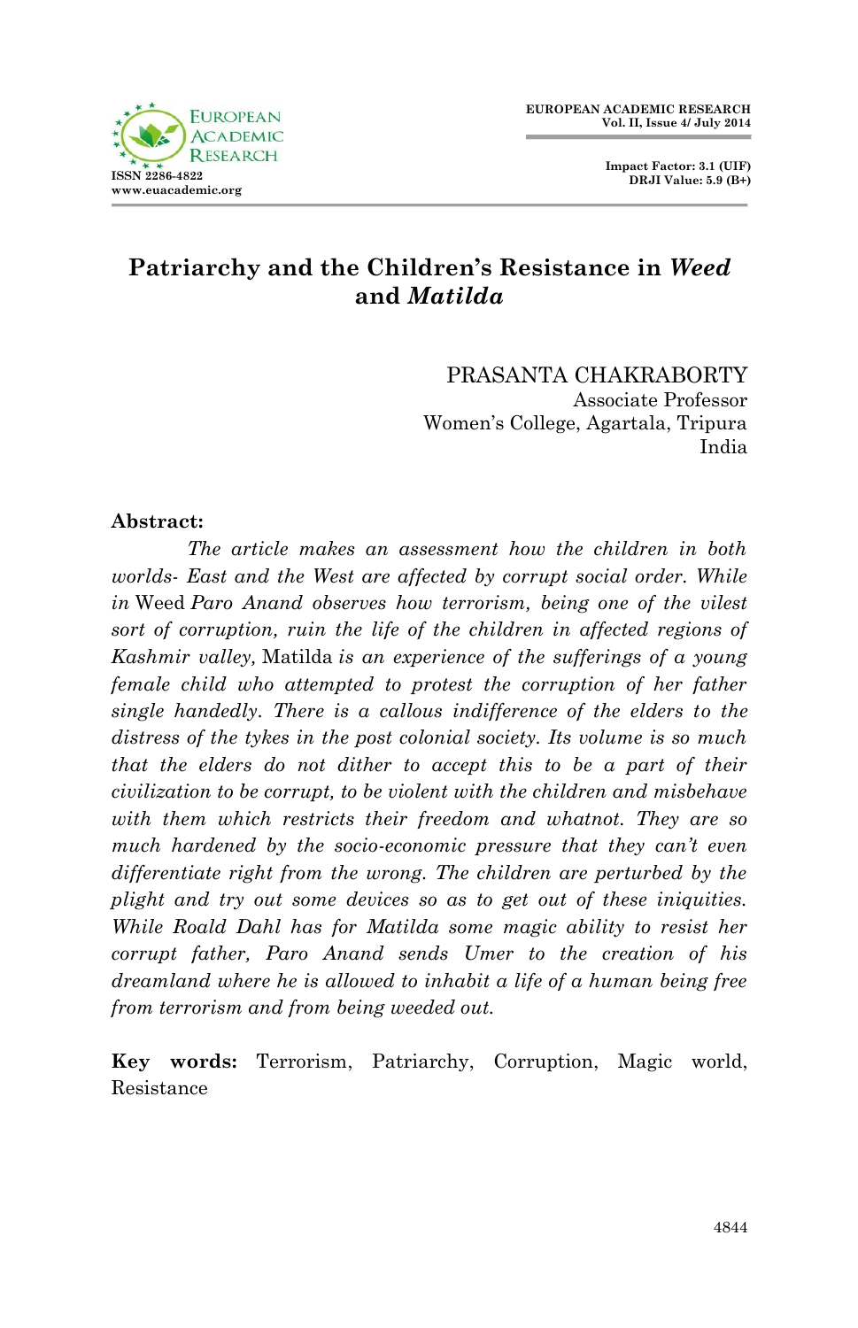# Patriarchy and the Children's Resistance in *Weed* and *Matilda*

PRASANTA CHAKRABORTY
Associate Professor
Women's College, Agartala, Tripura
India

**Abstract:**

*The article makes an assessment how the children in both worlds- East and the West are affected by corrupt social order. While in* Weed *Paro Anand observes how terrorism, being one of the vilest sort of corruption, ruin the life of the children in affected regions of Kashmir valley,* Matilda *is an experience of the sufferings of a young female child who attempted to protest the corruption of her father single handedly. There is a callous indifference of the elders to the distress of the tykes in the post colonial society. Its volume is so much that the elders do not dither to accept this to be a part of their civilization to be corrupt, to be violent with the children and misbehave with them which restricts their freedom and whatnot. They are so much hardened by the socio-economic pressure that they can't even differentiate right from the wrong. The children are perturbed by the plight and try out some devices so as to get out of these iniquities. While Roald Dahl has for Matilda some magic ability to resist her corrupt father, Paro Anand sends Umer to the creation of his dreamland where he is allowed to inhabit a life of a human being free from terrorism and from being weeded out.*

**Key words:** Terrorism, Patriarchy, Corruption, Magic world, Resistance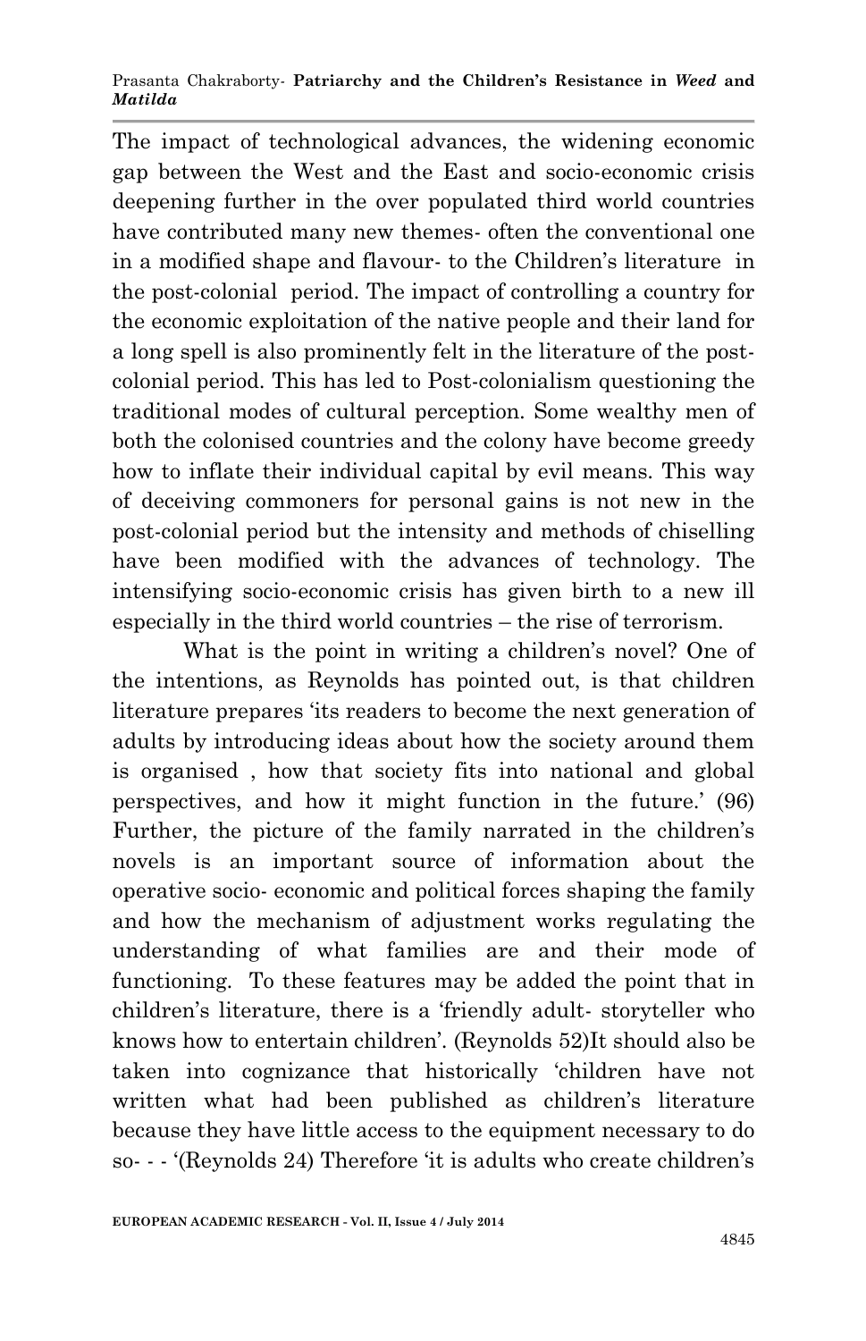The impact of technological advances, the widening economic gap between the West and the East and socio-economic crisis deepening further in the over populated third world countries have contributed many new themes- often the conventional one in a modified shape and flavour- to the Children's literature in the post-colonial period. The impact of controlling a country for the economic exploitation of the native people and their land for a long spell is also prominently felt in the literature of the post-colonial period. This has led to Post-colonialism questioning the traditional modes of cultural perception. Some wealthy men of both the colonised countries and the colony have become greedy how to inflate their individual capital by evil means. This way of deceiving commoners for personal gains is not new in the post-colonial period but the intensity and methods of chiselling have been modified with the advances of technology. The intensifying socio-economic crisis has given birth to a new ill especially in the third world countries – the rise of terrorism.

What is the point in writing a children's novel? One of the intentions, as Reynolds has pointed out, is that children literature prepares 'its readers to become the next generation of adults by introducing ideas about how the society around them is organised , how that society fits into national and global perspectives, and how it might function in the future.' (96) Further, the picture of the family narrated in the children's novels is an important source of information about the operative socio- economic and political forces shaping the family and how the mechanism of adjustment works regulating the understanding of what families are and their mode of functioning. To these features may be added the point that in children's literature, there is a 'friendly adult- storyteller who knows how to entertain children'. (Reynolds 52)It should also be taken into cognizance that historically 'children have not written what had been published as children's literature because they have little access to the equipment necessary to do so- - - '(Reynolds 24) Therefore 'it is adults who create children's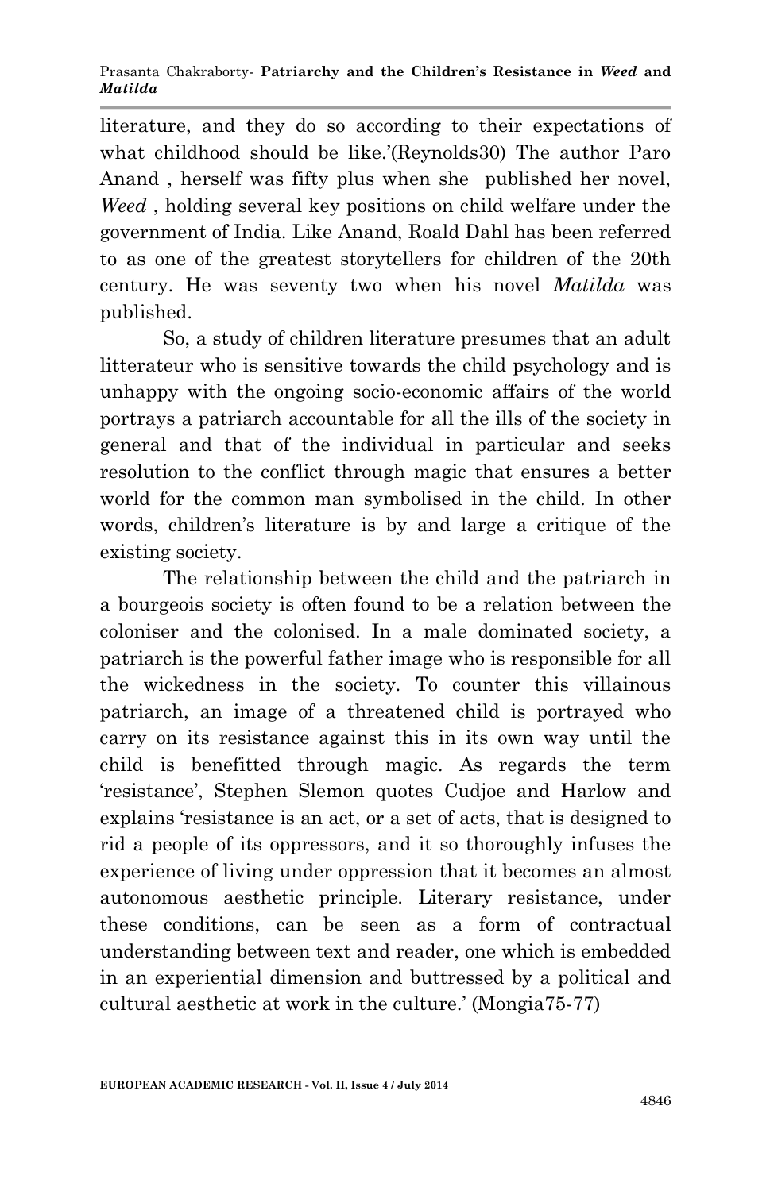literature, and they do so according to their expectations of what childhood should be like.'(Reynolds30) The author Paro Anand , herself was fifty plus when she published her novel, *Weed* , holding several key positions on child welfare under the government of India. Like Anand, Roald Dahl has been referred to as one of the greatest storytellers for children of the 20th century. He was seventy two when his novel *Matilda* was published.

So, a study of children literature presumes that an adult litterateur who is sensitive towards the child psychology and is unhappy with the ongoing socio-economic affairs of the world portrays a patriarch accountable for all the ills of the society in general and that of the individual in particular and seeks resolution to the conflict through magic that ensures a better world for the common man symbolised in the child. In other words, children's literature is by and large a critique of the existing society.

The relationship between the child and the patriarch in a bourgeois society is often found to be a relation between the coloniser and the colonised. In a male dominated society, a patriarch is the powerful father image who is responsible for all the wickedness in the society. To counter this villainous patriarch, an image of a threatened child is portrayed who carry on its resistance against this in its own way until the child is benefitted through magic. As regards the term 'resistance', Stephen Slemon quotes Cudjoe and Harlow and explains 'resistance is an act, or a set of acts, that is designed to rid a people of its oppressors, and it so thoroughly infuses the experience of living under oppression that it becomes an almost autonomous aesthetic principle. Literary resistance, under these conditions, can be seen as a form of contractual understanding between text and reader, one which is embedded in an experiential dimension and buttressed by a political and cultural aesthetic at work in the culture.' (Mongia75-77)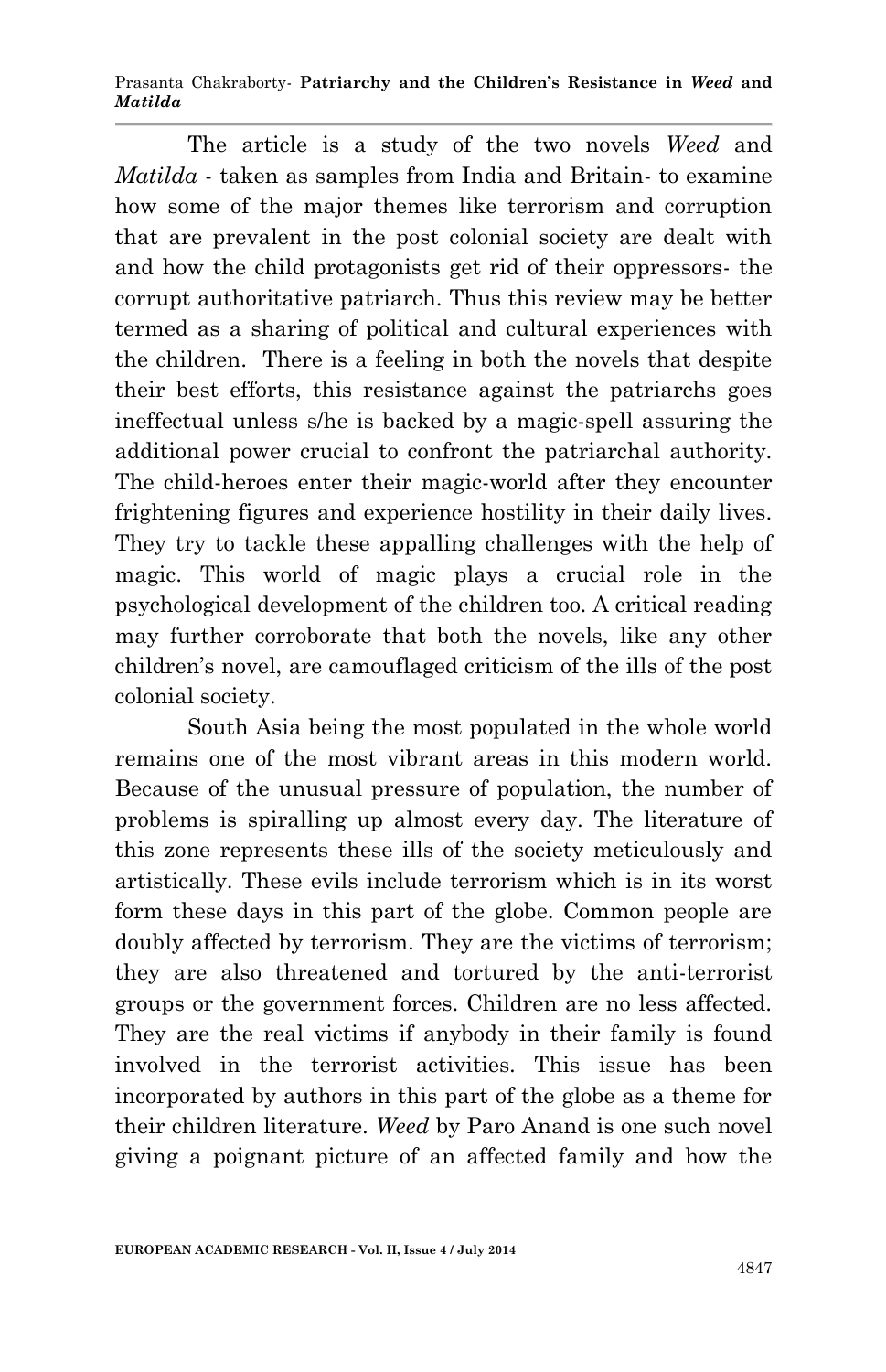The article is a study of the two novels *Weed* and *Matilda* - taken as samples from India and Britain- to examine how some of the major themes like terrorism and corruption that are prevalent in the post colonial society are dealt with and how the child protagonists get rid of their oppressors- the corrupt authoritative patriarch. Thus this review may be better termed as a sharing of political and cultural experiences with the children. There is a feeling in both the novels that despite their best efforts, this resistance against the patriarchs goes ineffectual unless s/he is backed by a magic-spell assuring the additional power crucial to confront the patriarchal authority. The child-heroes enter their magic-world after they encounter frightening figures and experience hostility in their daily lives. They try to tackle these appalling challenges with the help of magic. This world of magic plays a crucial role in the psychological development of the children too. A critical reading may further corroborate that both the novels, like any other children's novel, are camouflaged criticism of the ills of the post colonial society.

South Asia being the most populated in the whole world remains one of the most vibrant areas in this modern world. Because of the unusual pressure of population, the number of problems is spiralling up almost every day. The literature of this zone represents these ills of the society meticulously and artistically. These evils include terrorism which is in its worst form these days in this part of the globe. Common people are doubly affected by terrorism. They are the victims of terrorism; they are also threatened and tortured by the anti-terrorist groups or the government forces. Children are no less affected. They are the real victims if anybody in their family is found involved in the terrorist activities. This issue has been incorporated by authors in this part of the globe as a theme for their children literature. *Weed* by Paro Anand is one such novel giving a poignant picture of an affected family and how the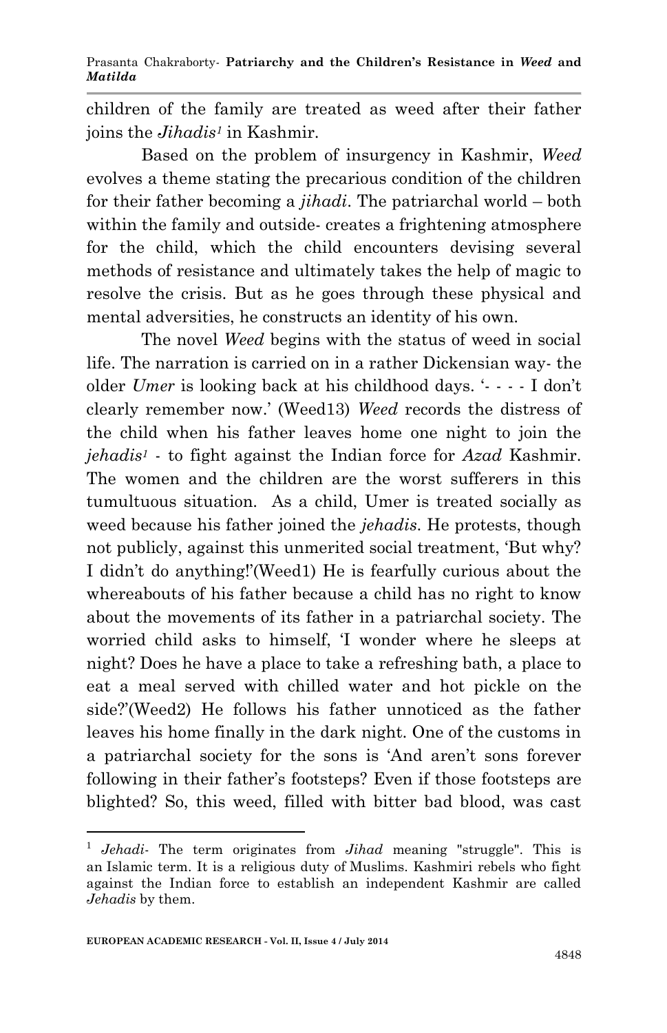children of the family are treated as weed after their father joins the *Jihadis*[1] in Kashmir.

Based on the problem of insurgency in Kashmir, *Weed* evolves a theme stating the precarious condition of the children for their father becoming a *jihadi*. The patriarchal world – both within the family and outside- creates a frightening atmosphere for the child, which the child encounters devising several methods of resistance and ultimately takes the help of magic to resolve the crisis. But as he goes through these physical and mental adversities, he constructs an identity of his own.

The novel *Weed* begins with the status of weed in social life. The narration is carried on in a rather Dickensian way- the older *Umer* is looking back at his childhood days. '- - - - I don't clearly remember now.' (Weed13) *Weed* records the distress of the child when his father leaves home one night to join the *jehadis*[1] - to fight against the Indian force for *Azad* Kashmir. The women and the children are the worst sufferers in this tumultuous situation. As a child, Umer is treated socially as weed because his father joined the *jehadis*. He protests, though not publicly, against this unmerited social treatment, 'But why? I didn't do anything!'(Weed1) He is fearfully curious about the whereabouts of his father because a child has no right to know about the movements of its father in a patriarchal society. The worried child asks to himself, 'I wonder where he sleeps at night? Does he have a place to take a refreshing bath, a place to eat a meal served with chilled water and hot pickle on the side?'(Weed2) He follows his father unnoticed as the father leaves his home finally in the dark night. One of the customs in a patriarchal society for the sons is 'And aren't sons forever following in their father's footsteps? Even if those footsteps are blighted? So, this weed, filled with bitter bad blood, was cast

---

[1] *Jehadi*- The term originates from *Jihad* meaning "struggle". This is an Islamic term. It is a religious duty of Muslims. Kashmiri rebels who fight against the Indian force to establish an independent Kashmir are called *Jehadis* by them.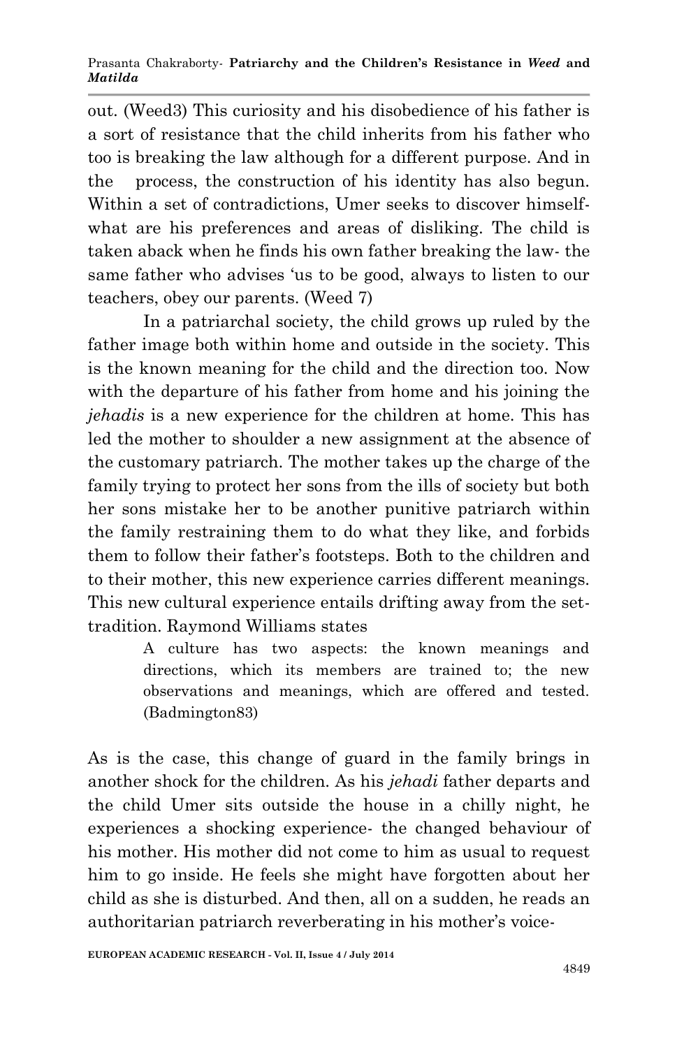out. (Weed3) This curiosity and his disobedience of his father is a sort of resistance that the child inherits from his father who too is breaking the law although for a different purpose. And in the process, the construction of his identity has also begun. Within a set of contradictions, Umer seeks to discover himself- what are his preferences and areas of disliking. The child is taken aback when he finds his own father breaking the law- the same father who advises 'us to be good, always to listen to our teachers, obey our parents. (Weed 7)

In a patriarchal society, the child grows up ruled by the father image both within home and outside in the society. This is the known meaning for the child and the direction too. Now with the departure of his father from home and his joining the *jehadis* is a new experience for the children at home. This has led the mother to shoulder a new assignment at the absence of the customary patriarch. The mother takes up the charge of the family trying to protect her sons from the ills of society but both her sons mistake her to be another punitive patriarch within the family restraining them to do what they like, and forbids them to follow their father's footsteps. Both to the children and to their mother, this new experience carries different meanings. This new cultural experience entails drifting away from the set-tradition. Raymond Williams states

> A culture has two aspects: the known meanings and directions, which its members are trained to; the new observations and meanings, which are offered and tested. (Badmington83)

As is the case, this change of guard in the family brings in another shock for the children. As his *jehadi* father departs and the child Umer sits outside the house in a chilly night, he experiences a shocking experience- the changed behaviour of his mother. His mother did not come to him as usual to request him to go inside. He feels she might have forgotten about her child as she is disturbed. And then, all on a sudden, he reads an authoritarian patriarch reverberating in his mother's voice-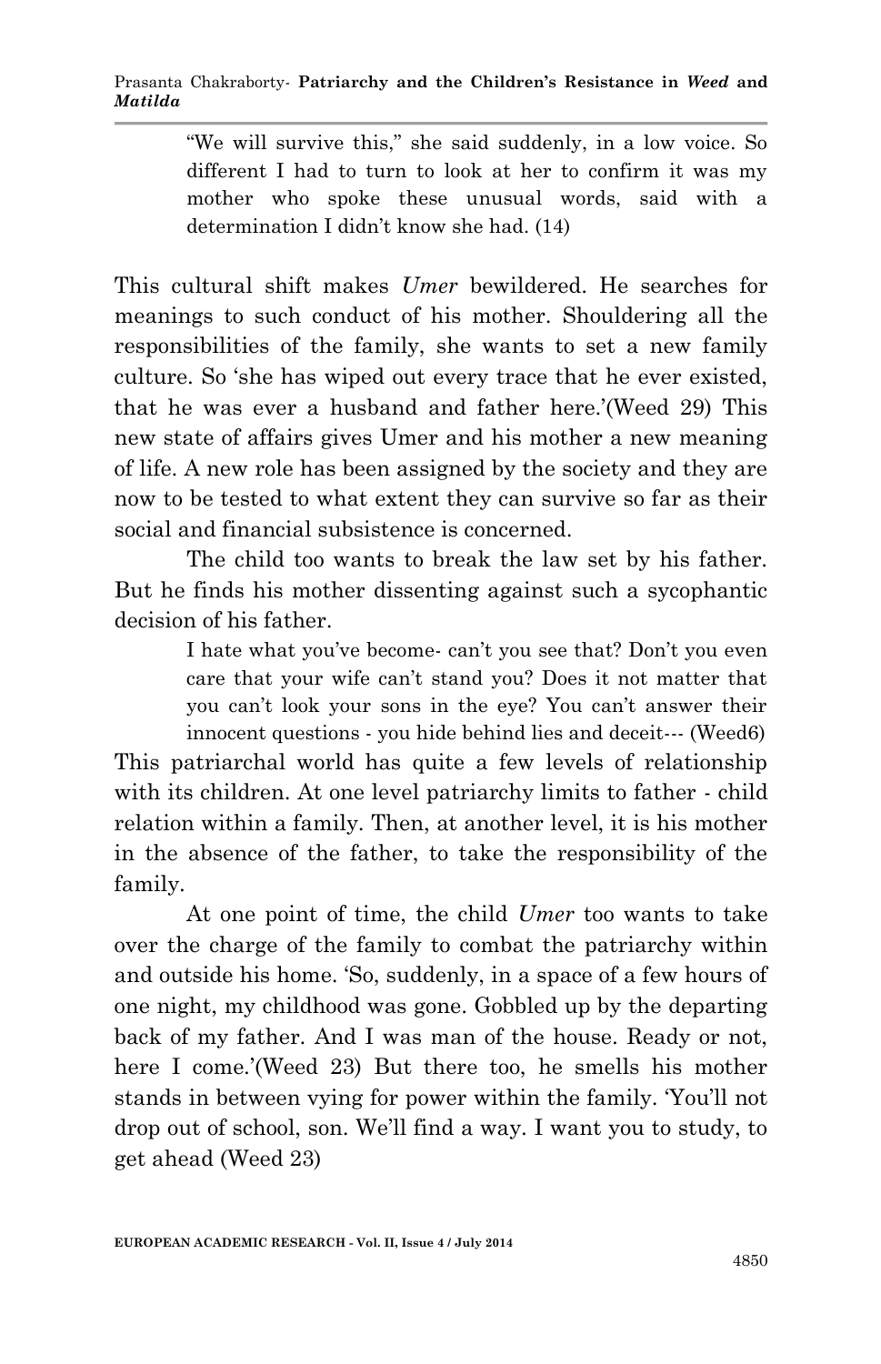> "We will survive this," she said suddenly, in a low voice. So different I had to turn to look at her to confirm it was my mother who spoke these unusual words, said with a determination I didn't know she had. (14)

This cultural shift makes *Umer* bewildered. He searches for meanings to such conduct of his mother. Shouldering all the responsibilities of the family, she wants to set a new family culture. So 'she has wiped out every trace that he ever existed, that he was ever a husband and father here.'(Weed 29) This new state of affairs gives Umer and his mother a new meaning of life. A new role has been assigned by the society and they are now to be tested to what extent they can survive so far as their social and financial subsistence is concerned.

The child too wants to break the law set by his father. But he finds his mother dissenting against such a sycophantic decision of his father.

> I hate what you've become- can't you see that? Don't you even care that your wife can't stand you? Does it not matter that you can't look your sons in the eye? You can't answer their innocent questions - you hide behind lies and deceit--- (Weed6)

This patriarchal world has quite a few levels of relationship with its children. At one level patriarchy limits to father - child relation within a family. Then, at another level, it is his mother in the absence of the father, to take the responsibility of the family.

At one point of time, the child *Umer* too wants to take over the charge of the family to combat the patriarchy within and outside his home. 'So, suddenly, in a space of a few hours of one night, my childhood was gone. Gobbled up by the departing back of my father. And I was man of the house. Ready or not, here I come.'(Weed 23) But there too, he smells his mother stands in between vying for power within the family. 'You'll not drop out of school, son. We'll find a way. I want you to study, to get ahead (Weed 23)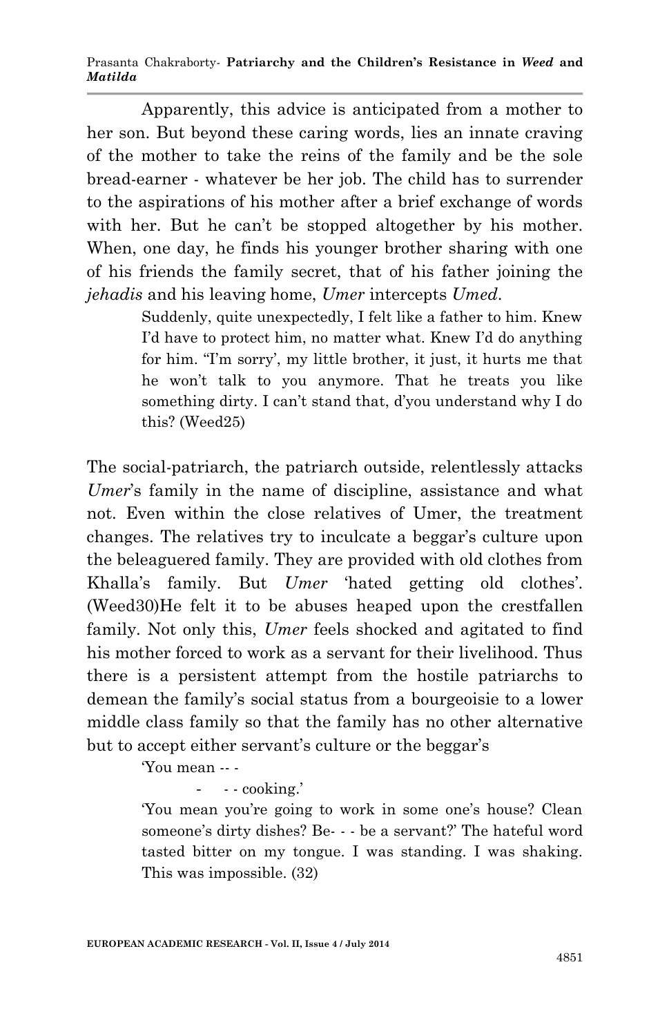Apparently, this advice is anticipated from a mother to her son. But beyond these caring words, lies an innate craving of the mother to take the reins of the family and be the sole bread-earner - whatever be her job. The child has to surrender to the aspirations of his mother after a brief exchange of words with her. But he can't be stopped altogether by his mother. When, one day, he finds his younger brother sharing with one of his friends the family secret, that of his father joining the *jehadis* and his leaving home, *Umer* intercepts *Umed*.

> Suddenly, quite unexpectedly, I felt like a father to him. Knew I'd have to protect him, no matter what. Knew I'd do anything for him. "I'm sorry', my little brother, it just, it hurts me that he won't talk to you anymore. That he treats you like something dirty. I can't stand that, d'you understand why I do this? (Weed25)

The social-patriarch, the patriarch outside, relentlessly attacks *Umer*'s family in the name of discipline, assistance and what not. Even within the close relatives of Umer, the treatment changes. The relatives try to inculcate a beggar's culture upon the beleaguered family. They are provided with old clothes from Khalla's family. But *Umer* 'hated getting old clothes'. (Weed30)He felt it to be abuses heaped upon the crestfallen family. Not only this, *Umer* feels shocked and agitated to find his mother forced to work as a servant for their livelihood. Thus there is a persistent attempt from the hostile patriarchs to demean the family's social status from a bourgeoisie to a lower middle class family so that the family has no other alternative but to accept either servant's culture or the beggar's

> 'You mean -- -
>
> - - - cooking.'
>
> 'You mean you're going to work in some one's house? Clean someone's dirty dishes? Be- - - be a servant?' The hateful word tasted bitter on my tongue. I was standing. I was shaking. This was impossible. (32)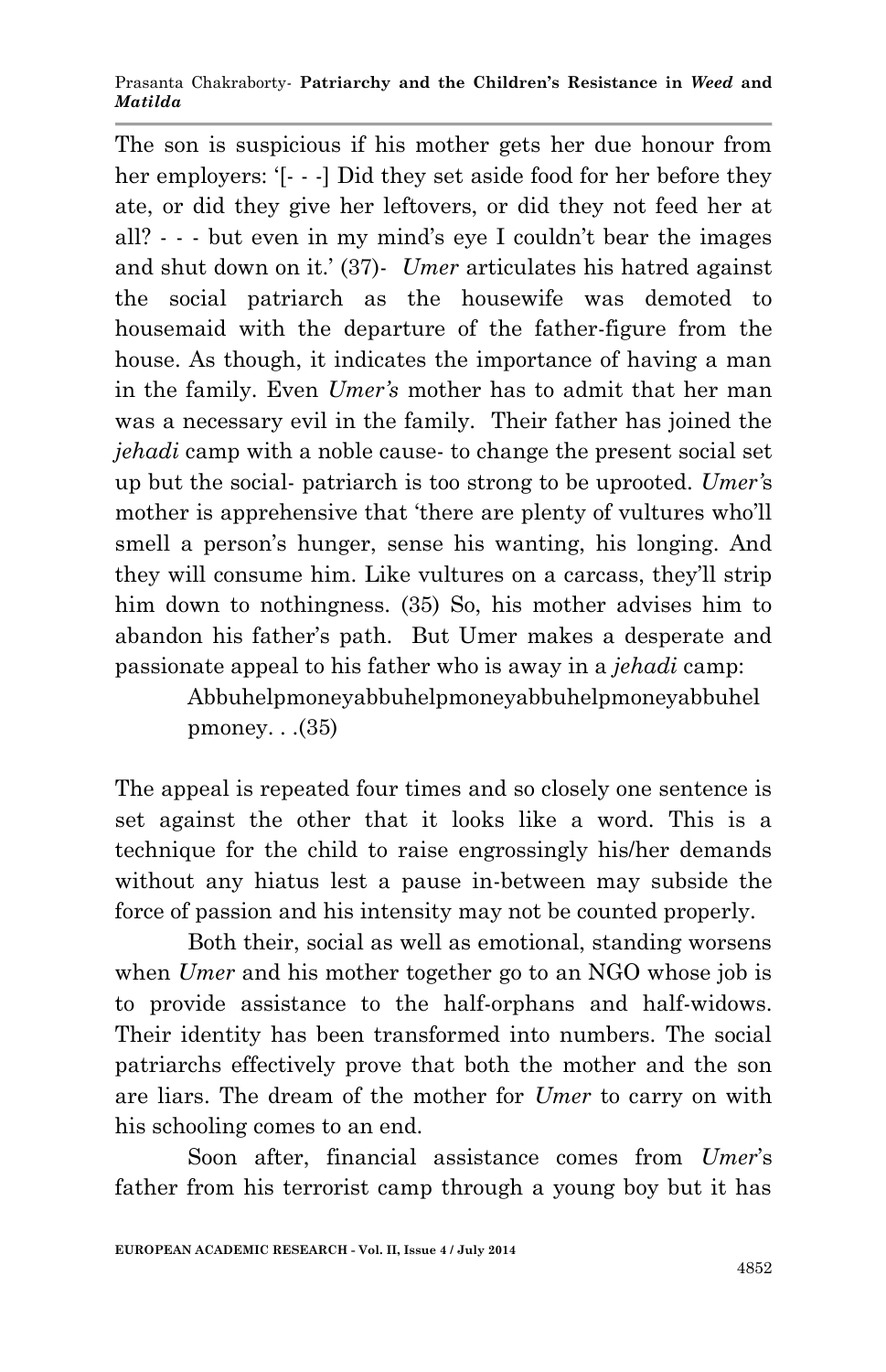The son is suspicious if his mother gets her due honour from her employers: '[- - -] Did they set aside food for her before they ate, or did they give her leftovers, or did they not feed her at all? - - - but even in my mind's eye I couldn't bear the images and shut down on it.' (37)- *Umer* articulates his hatred against the social patriarch as the housewife was demoted to housemaid with the departure of the father-figure from the house. As though, it indicates the importance of having a man in the family. Even *Umer's* mother has to admit that her man was a necessary evil in the family. Their father has joined the *jehadi* camp with a noble cause- to change the present social set up but the social- patriarch is too strong to be uprooted. *Umer*'s mother is apprehensive that 'there are plenty of vultures who'll smell a person's hunger, sense his wanting, his longing. And they will consume him. Like vultures on a carcass, they'll strip him down to nothingness. (35) So, his mother advises him to abandon his father's path. But Umer makes a desperate and passionate appeal to his father who is away in a *jehadi* camp:

> Abbuhelpmoneyabbuhelpmoneyabbuhelpmoneyabbuhelpmoney. . .(35)

The appeal is repeated four times and so closely one sentence is set against the other that it looks like a word. This is a technique for the child to raise engrossingly his/her demands without any hiatus lest a pause in-between may subside the force of passion and his intensity may not be counted properly.

Both their, social as well as emotional, standing worsens when *Umer* and his mother together go to an NGO whose job is to provide assistance to the half-orphans and half-widows. Their identity has been transformed into numbers. The social patriarchs effectively prove that both the mother and the son are liars. The dream of the mother for *Umer* to carry on with his schooling comes to an end.

Soon after, financial assistance comes from *Umer*'s father from his terrorist camp through a young boy but it has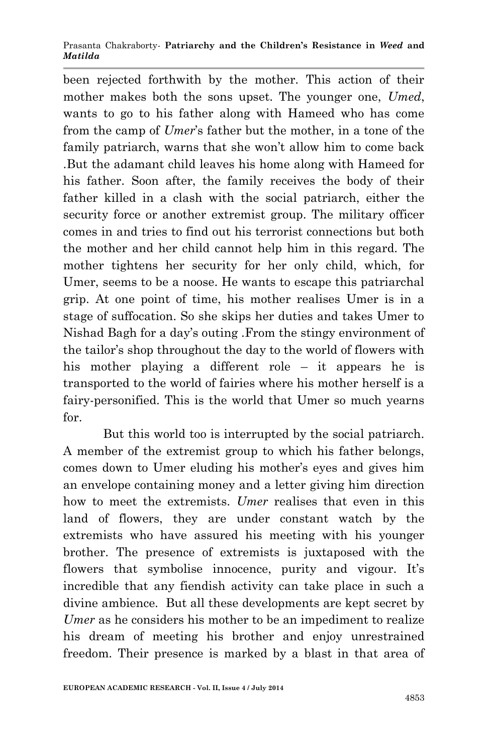been rejected forthwith by the mother. This action of their mother makes both the sons upset. The younger one, *Umed*, wants to go to his father along with Hameed who has come from the camp of *Umer*'s father but the mother, in a tone of the family patriarch, warns that she won't allow him to come back .But the adamant child leaves his home along with Hameed for his father. Soon after, the family receives the body of their father killed in a clash with the social patriarch, either the security force or another extremist group. The military officer comes in and tries to find out his terrorist connections but both the mother and her child cannot help him in this regard. The mother tightens her security for her only child, which, for Umer, seems to be a noose. He wants to escape this patriarchal grip. At one point of time, his mother realises Umer is in a stage of suffocation. So she skips her duties and takes Umer to Nishad Bagh for a day's outing .From the stingy environment of the tailor's shop throughout the day to the world of flowers with his mother playing a different role – it appears he is transported to the world of fairies where his mother herself is a fairy-personified. This is the world that Umer so much yearns for.

But this world too is interrupted by the social patriarch. A member of the extremist group to which his father belongs, comes down to Umer eluding his mother's eyes and gives him an envelope containing money and a letter giving him direction how to meet the extremists. *Umer* realises that even in this land of flowers, they are under constant watch by the extremists who have assured his meeting with his younger brother. The presence of extremists is juxtaposed with the flowers that symbolise innocence, purity and vigour. It's incredible that any fiendish activity can take place in such a divine ambience. But all these developments are kept secret by *Umer* as he considers his mother to be an impediment to realize his dream of meeting his brother and enjoy unrestrained freedom. Their presence is marked by a blast in that area of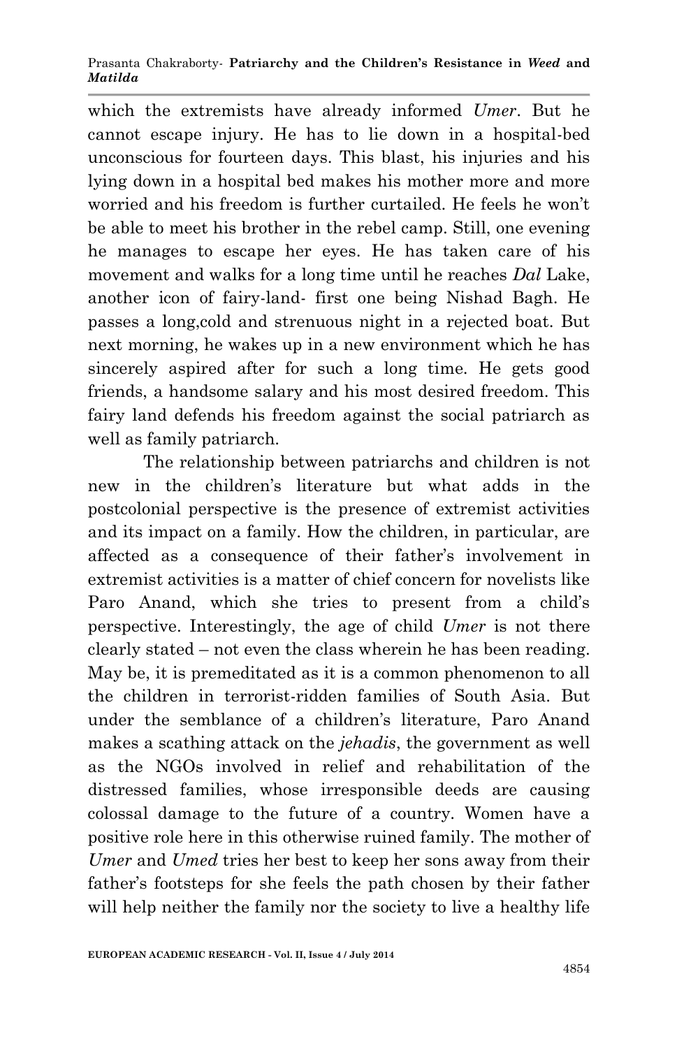which the extremists have already informed *Umer*. But he cannot escape injury. He has to lie down in a hospital-bed unconscious for fourteen days. This blast, his injuries and his lying down in a hospital bed makes his mother more and more worried and his freedom is further curtailed. He feels he won't be able to meet his brother in the rebel camp. Still, one evening he manages to escape her eyes. He has taken care of his movement and walks for a long time until he reaches *Dal* Lake, another icon of fairy-land- first one being Nishad Bagh. He passes a long,cold and strenuous night in a rejected boat. But next morning, he wakes up in a new environment which he has sincerely aspired after for such a long time. He gets good friends, a handsome salary and his most desired freedom. This fairy land defends his freedom against the social patriarch as well as family patriarch.

The relationship between patriarchs and children is not new in the children's literature but what adds in the postcolonial perspective is the presence of extremist activities and its impact on a family. How the children, in particular, are affected as a consequence of their father's involvement in extremist activities is a matter of chief concern for novelists like Paro Anand, which she tries to present from a child's perspective. Interestingly, the age of child *Umer* is not there clearly stated – not even the class wherein he has been reading. May be, it is premeditated as it is a common phenomenon to all the children in terrorist-ridden families of South Asia. But under the semblance of a children's literature, Paro Anand makes a scathing attack on the *jehadis*, the government as well as the NGOs involved in relief and rehabilitation of the distressed families, whose irresponsible deeds are causing colossal damage to the future of a country. Women have a positive role here in this otherwise ruined family. The mother of *Umer* and *Umed* tries her best to keep her sons away from their father's footsteps for she feels the path chosen by their father will help neither the family nor the society to live a healthy life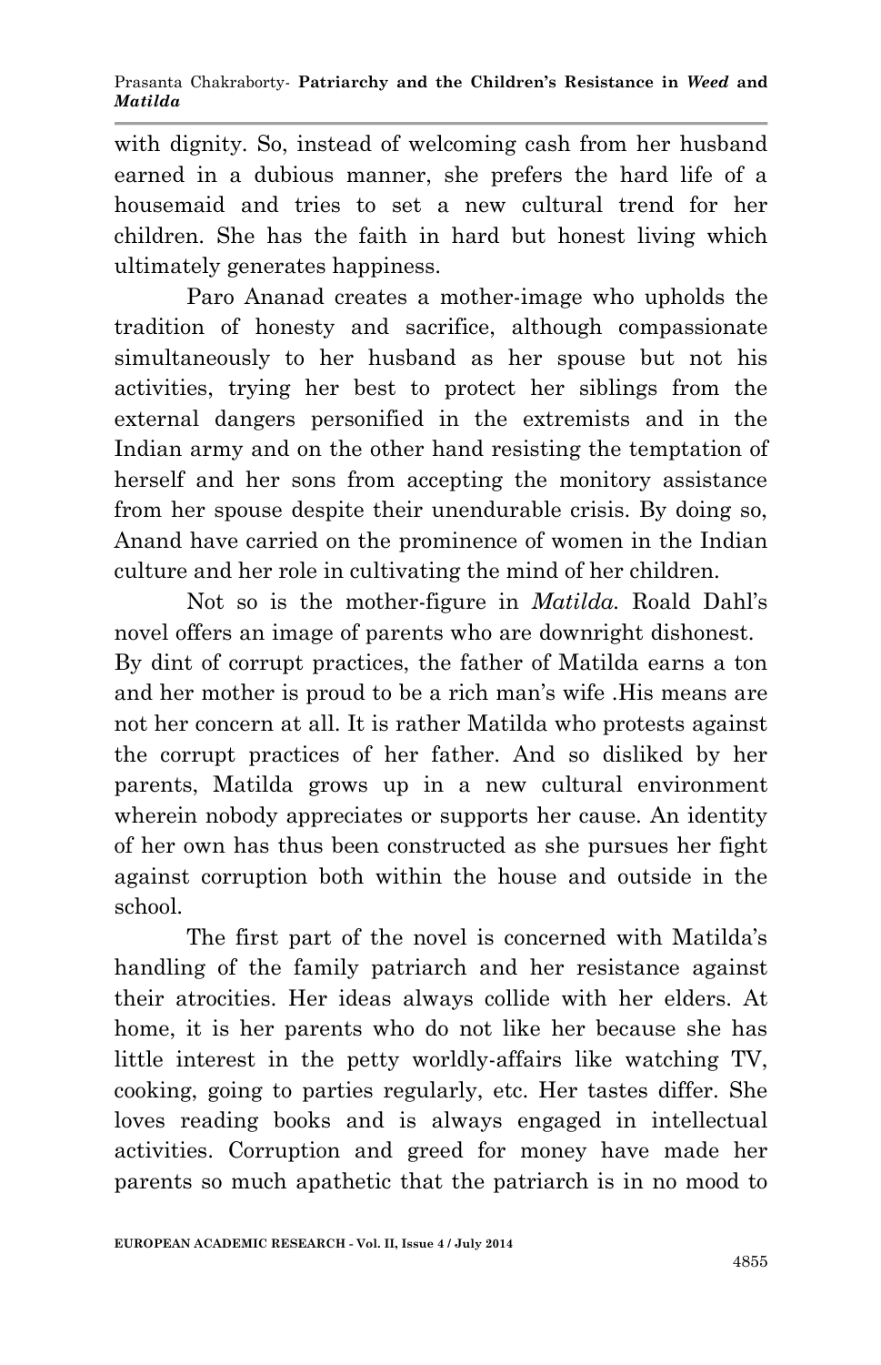with dignity. So, instead of welcoming cash from her husband earned in a dubious manner, she prefers the hard life of a housemaid and tries to set a new cultural trend for her children. She has the faith in hard but honest living which ultimately generates happiness.

Paro Ananad creates a mother-image who upholds the tradition of honesty and sacrifice, although compassionate simultaneously to her husband as her spouse but not his activities, trying her best to protect her siblings from the external dangers personified in the extremists and in the Indian army and on the other hand resisting the temptation of herself and her sons from accepting the monitory assistance from her spouse despite their unendurable crisis. By doing so, Anand have carried on the prominence of women in the Indian culture and her role in cultivating the mind of her children.

Not so is the mother-figure in *Matilda.* Roald Dahl's novel offers an image of parents who are downright dishonest. By dint of corrupt practices, the father of Matilda earns a ton and her mother is proud to be a rich man's wife .His means are not her concern at all. It is rather Matilda who protests against the corrupt practices of her father. And so disliked by her parents, Matilda grows up in a new cultural environment wherein nobody appreciates or supports her cause. An identity of her own has thus been constructed as she pursues her fight against corruption both within the house and outside in the school.

The first part of the novel is concerned with Matilda's handling of the family patriarch and her resistance against their atrocities. Her ideas always collide with her elders. At home, it is her parents who do not like her because she has little interest in the petty worldly-affairs like watching TV, cooking, going to parties regularly, etc. Her tastes differ. She loves reading books and is always engaged in intellectual activities. Corruption and greed for money have made her parents so much apathetic that the patriarch is in no mood to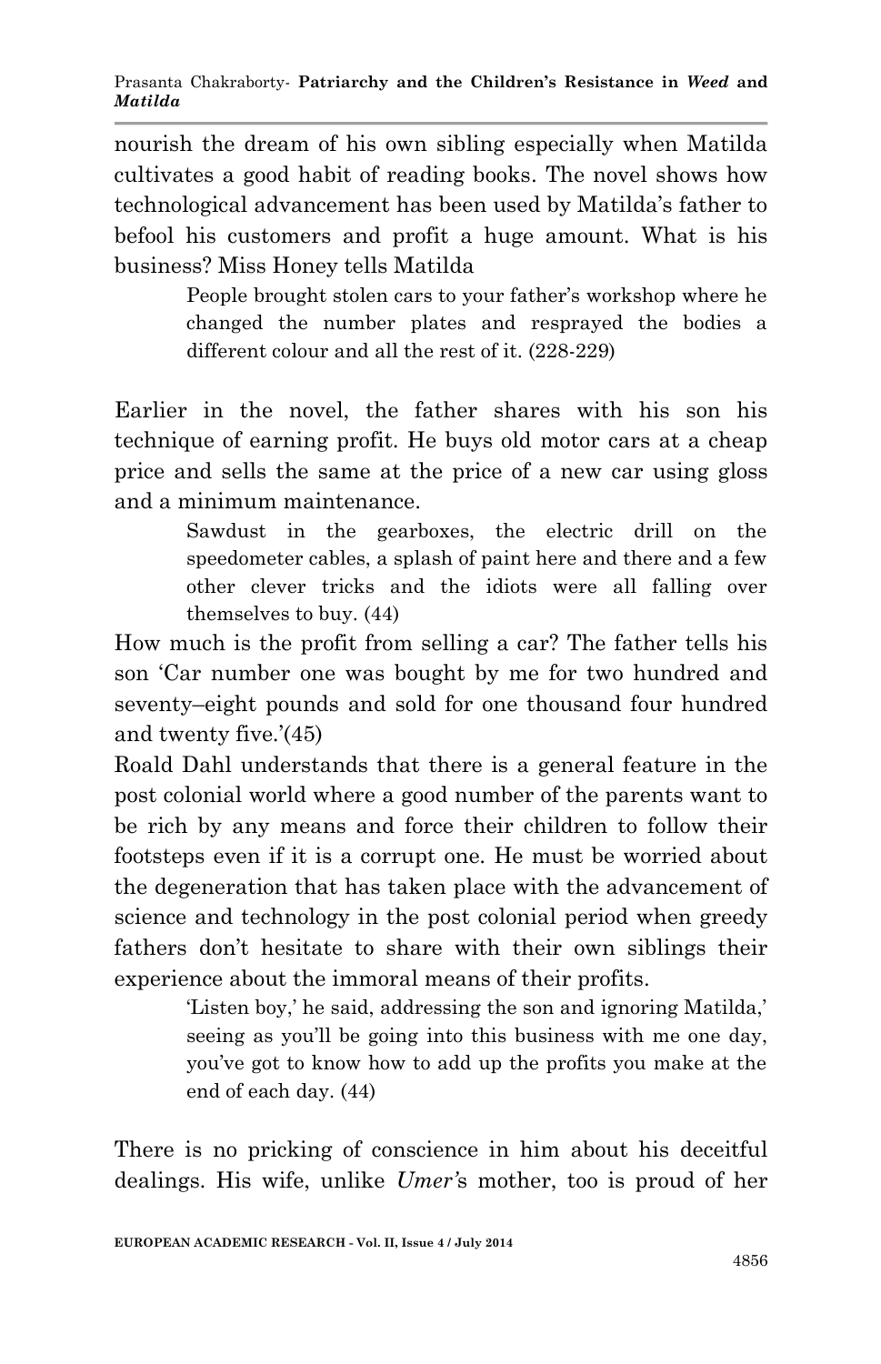nourish the dream of his own sibling especially when Matilda cultivates a good habit of reading books. The novel shows how technological advancement has been used by Matilda's father to befool his customers and profit a huge amount. What is his business? Miss Honey tells Matilda

> People brought stolen cars to your father's workshop where he changed the number plates and resprayed the bodies a different colour and all the rest of it. (228-229)

Earlier in the novel, the father shares with his son his technique of earning profit. He buys old motor cars at a cheap price and sells the same at the price of a new car using gloss and a minimum maintenance.

> Sawdust in the gearboxes, the electric drill on the speedometer cables, a splash of paint here and there and a few other clever tricks and the idiots were all falling over themselves to buy. (44)

How much is the profit from selling a car? The father tells his son 'Car number one was bought by me for two hundred and seventy–eight pounds and sold for one thousand four hundred and twenty five.'(45)

Roald Dahl understands that there is a general feature in the post colonial world where a good number of the parents want to be rich by any means and force their children to follow their footsteps even if it is a corrupt one. He must be worried about the degeneration that has taken place with the advancement of science and technology in the post colonial period when greedy fathers don't hesitate to share with their own siblings their experience about the immoral means of their profits.

> 'Listen boy,' he said, addressing the son and ignoring Matilda,' seeing as you'll be going into this business with me one day, you've got to know how to add up the profits you make at the end of each day. (44)

There is no pricking of conscience in him about his deceitful dealings. His wife, unlike *Umer*'s mother, too is proud of her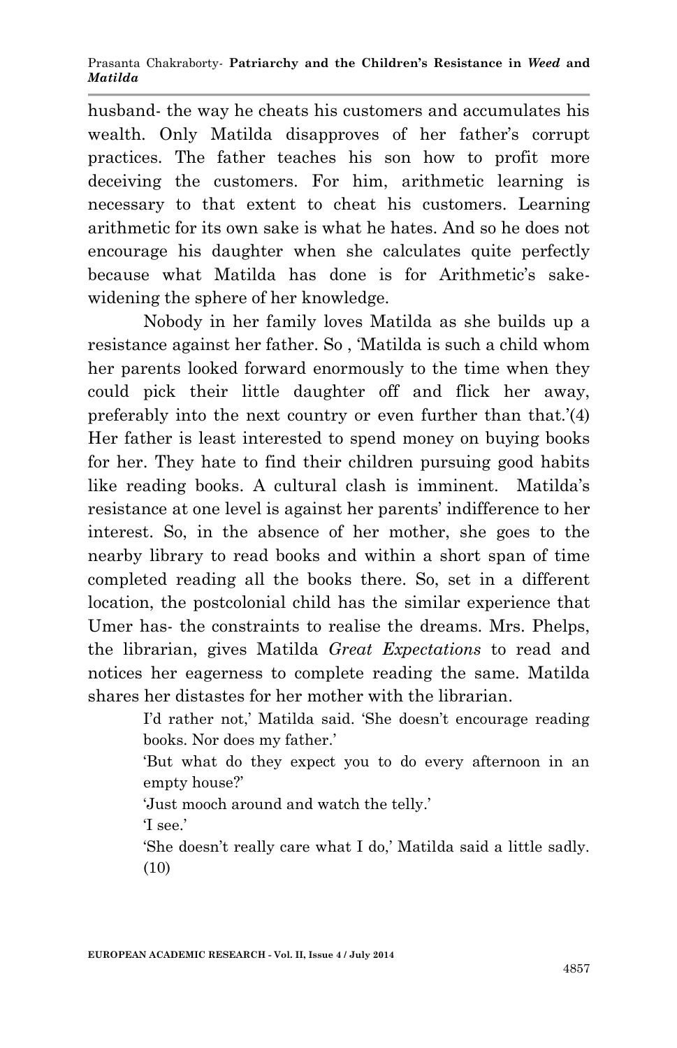husband- the way he cheats his customers and accumulates his wealth. Only Matilda disapproves of her father's corrupt practices. The father teaches his son how to profit more deceiving the customers. For him, arithmetic learning is necessary to that extent to cheat his customers. Learning arithmetic for its own sake is what he hates. And so he does not encourage his daughter when she calculates quite perfectly because what Matilda has done is for Arithmetic's sake- widening the sphere of her knowledge.

Nobody in her family loves Matilda as she builds up a resistance against her father. So , 'Matilda is such a child whom her parents looked forward enormously to the time when they could pick their little daughter off and flick her away, preferably into the next country or even further than that.'(4) Her father is least interested to spend money on buying books for her. They hate to find their children pursuing good habits like reading books. A cultural clash is imminent. Matilda's resistance at one level is against her parents' indifference to her interest. So, in the absence of her mother, she goes to the nearby library to read books and within a short span of time completed reading all the books there. So, set in a different location, the postcolonial child has the similar experience that Umer has- the constraints to realise the dreams. Mrs. Phelps, the librarian, gives Matilda *Great Expectations* to read and notices her eagerness to complete reading the same. Matilda shares her distastes for her mother with the librarian.

> I'd rather not,' Matilda said. 'She doesn't encourage reading books. Nor does my father.'
>
> 'But what do they expect you to do every afternoon in an empty house?'
>
> 'Just mooch around and watch the telly.'
>
> 'I see.'
>
> 'She doesn't really care what I do,' Matilda said a little sadly. (10)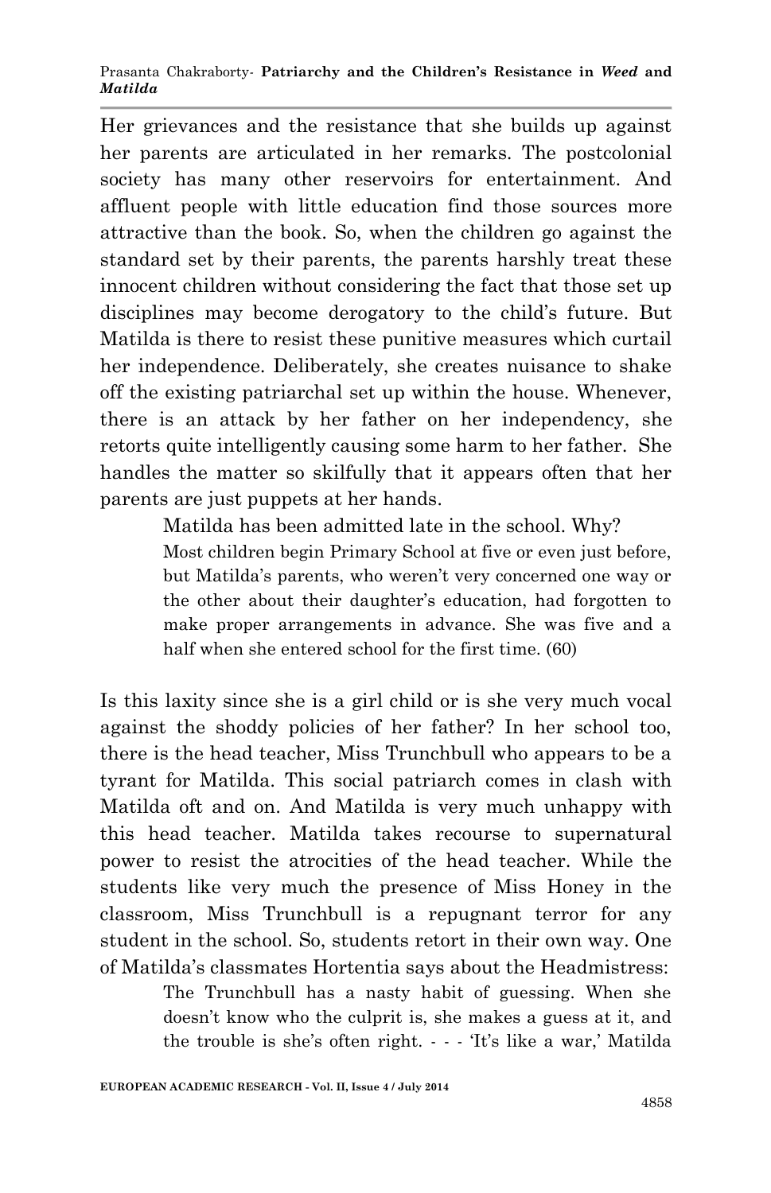Her grievances and the resistance that she builds up against her parents are articulated in her remarks. The postcolonial society has many other reservoirs for entertainment. And affluent people with little education find those sources more attractive than the book. So, when the children go against the standard set by their parents, the parents harshly treat these innocent children without considering the fact that those set up disciplines may become derogatory to the child's future. But Matilda is there to resist these punitive measures which curtail her independence. Deliberately, she creates nuisance to shake off the existing patriarchal set up within the house. Whenever, there is an attack by her father on her independency, she retorts quite intelligently causing some harm to her father. She handles the matter so skilfully that it appears often that her parents are just puppets at her hands.

> Matilda has been admitted late in the school. Why?
>
> Most children begin Primary School at five or even just before, but Matilda's parents, who weren't very concerned one way or the other about their daughter's education, had forgotten to make proper arrangements in advance. She was five and a half when she entered school for the first time. (60)

Is this laxity since she is a girl child or is she very much vocal against the shoddy policies of her father? In her school too, there is the head teacher, Miss Trunchbull who appears to be a tyrant for Matilda. This social patriarch comes in clash with Matilda oft and on. And Matilda is very much unhappy with this head teacher. Matilda takes recourse to supernatural power to resist the atrocities of the head teacher. While the students like very much the presence of Miss Honey in the classroom, Miss Trunchbull is a repugnant terror for any student in the school. So, students retort in their own way. One of Matilda's classmates Hortentia says about the Headmistress:

> The Trunchbull has a nasty habit of guessing. When she doesn't know who the culprit is, she makes a guess at it, and the trouble is she's often right. - - - 'It's like a war,' Matilda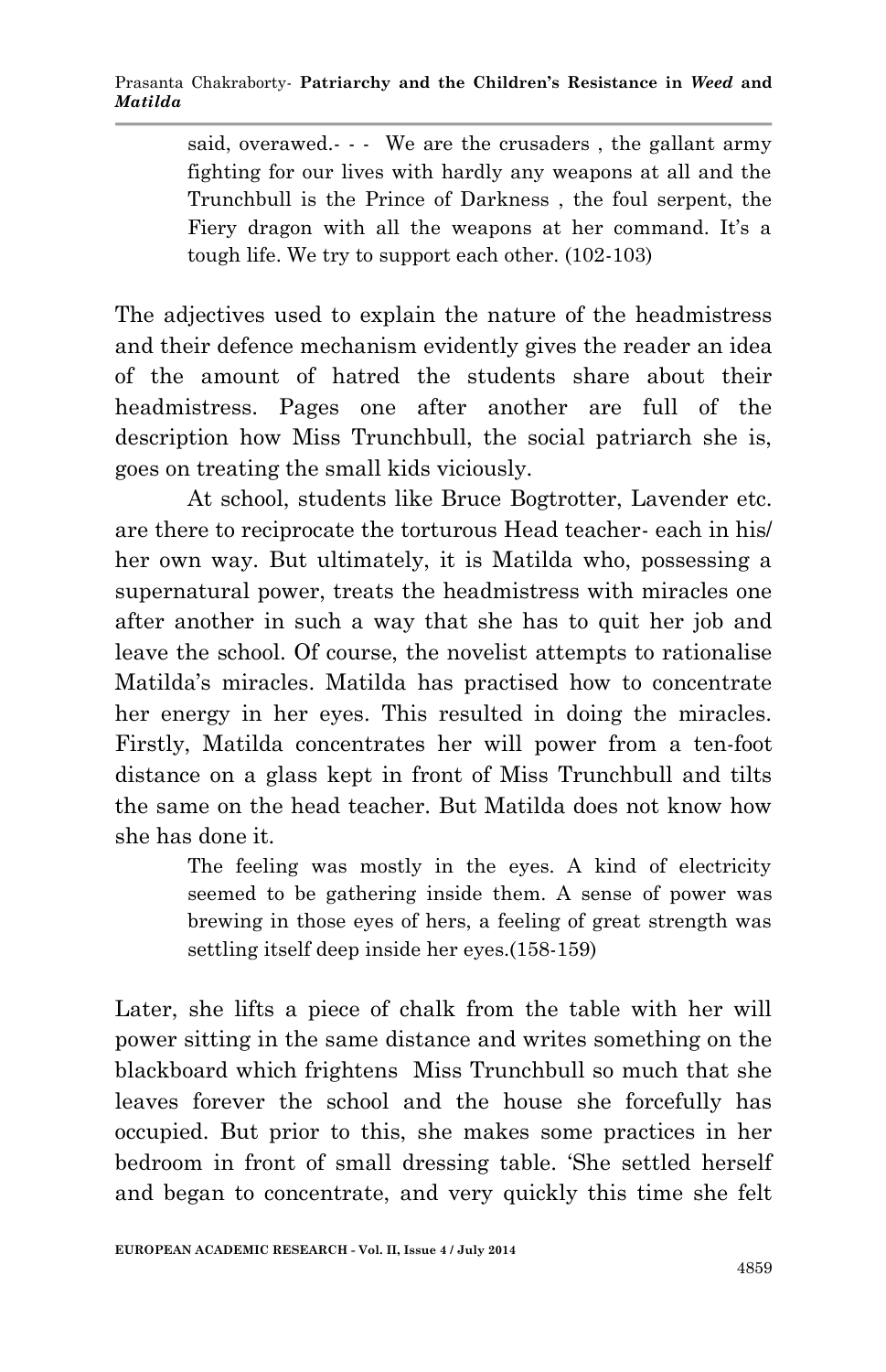> said, overawed.- - - We are the crusaders , the gallant army fighting for our lives with hardly any weapons at all and the Trunchbull is the Prince of Darkness , the foul serpent, the Fiery dragon with all the weapons at her command. It's a tough life. We try to support each other. (102-103)

The adjectives used to explain the nature of the headmistress and their defence mechanism evidently gives the reader an idea of the amount of hatred the students share about their headmistress. Pages one after another are full of the description how Miss Trunchbull, the social patriarch she is, goes on treating the small kids viciously.

At school, students like Bruce Bogtrotter, Lavender etc. are there to reciprocate the torturous Head teacher- each in his/ her own way. But ultimately, it is Matilda who, possessing a supernatural power, treats the headmistress with miracles one after another in such a way that she has to quit her job and leave the school. Of course, the novelist attempts to rationalise Matilda's miracles. Matilda has practised how to concentrate her energy in her eyes. This resulted in doing the miracles. Firstly, Matilda concentrates her will power from a ten-foot distance on a glass kept in front of Miss Trunchbull and tilts the same on the head teacher. But Matilda does not know how she has done it.

> The feeling was mostly in the eyes. A kind of electricity seemed to be gathering inside them. A sense of power was brewing in those eyes of hers, a feeling of great strength was settling itself deep inside her eyes.(158-159)

Later, she lifts a piece of chalk from the table with her will power sitting in the same distance and writes something on the blackboard which frightens Miss Trunchbull so much that she leaves forever the school and the house she forcefully has occupied. But prior to this, she makes some practices in her bedroom in front of small dressing table. 'She settled herself and began to concentrate, and very quickly this time she felt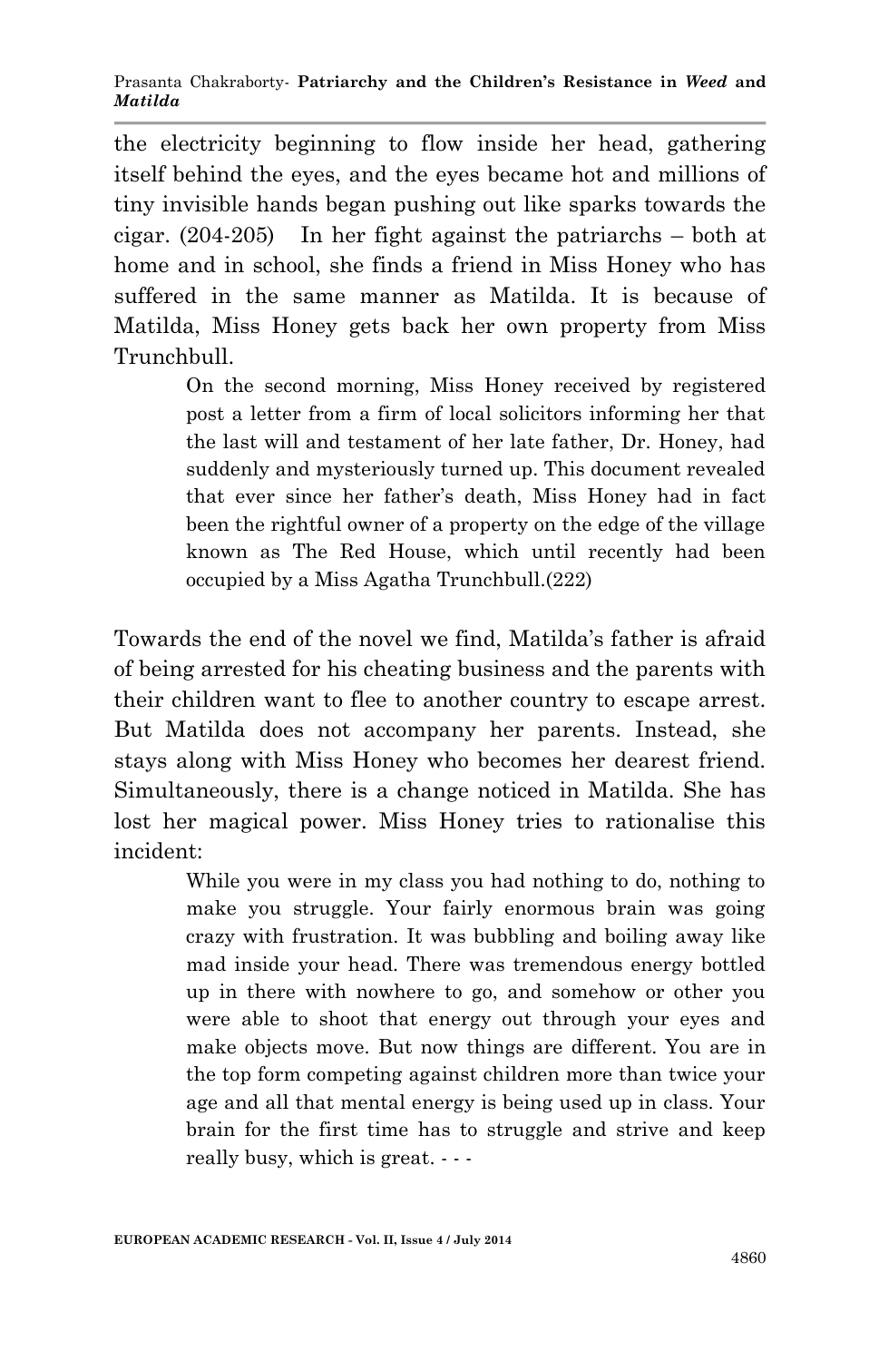the electricity beginning to flow inside her head, gathering itself behind the eyes, and the eyes became hot and millions of tiny invisible hands began pushing out like sparks towards the cigar. (204-205)  In her fight against the patriarchs – both at home and in school, she finds a friend in Miss Honey who has suffered in the same manner as Matilda. It is because of Matilda, Miss Honey gets back her own property from Miss Trunchbull.

> On the second morning, Miss Honey received by registered post a letter from a firm of local solicitors informing her that the last will and testament of her late father, Dr. Honey, had suddenly and mysteriously turned up. This document revealed that ever since her father's death, Miss Honey had in fact been the rightful owner of a property on the edge of the village known as The Red House, which until recently had been occupied by a Miss Agatha Trunchbull.(222)

Towards the end of the novel we find, Matilda's father is afraid of being arrested for his cheating business and the parents with their children want to flee to another country to escape arrest. But Matilda does not accompany her parents. Instead, she stays along with Miss Honey who becomes her dearest friend. Simultaneously, there is a change noticed in Matilda. She has lost her magical power. Miss Honey tries to rationalise this incident:

> While you were in my class you had nothing to do, nothing to make you struggle. Your fairly enormous brain was going crazy with frustration. It was bubbling and boiling away like mad inside your head. There was tremendous energy bottled up in there with nowhere to go, and somehow or other you were able to shoot that energy out through your eyes and make objects move. But now things are different. You are in the top form competing against children more than twice your age and all that mental energy is being used up in class. Your brain for the first time has to struggle and strive and keep really busy, which is great. - - -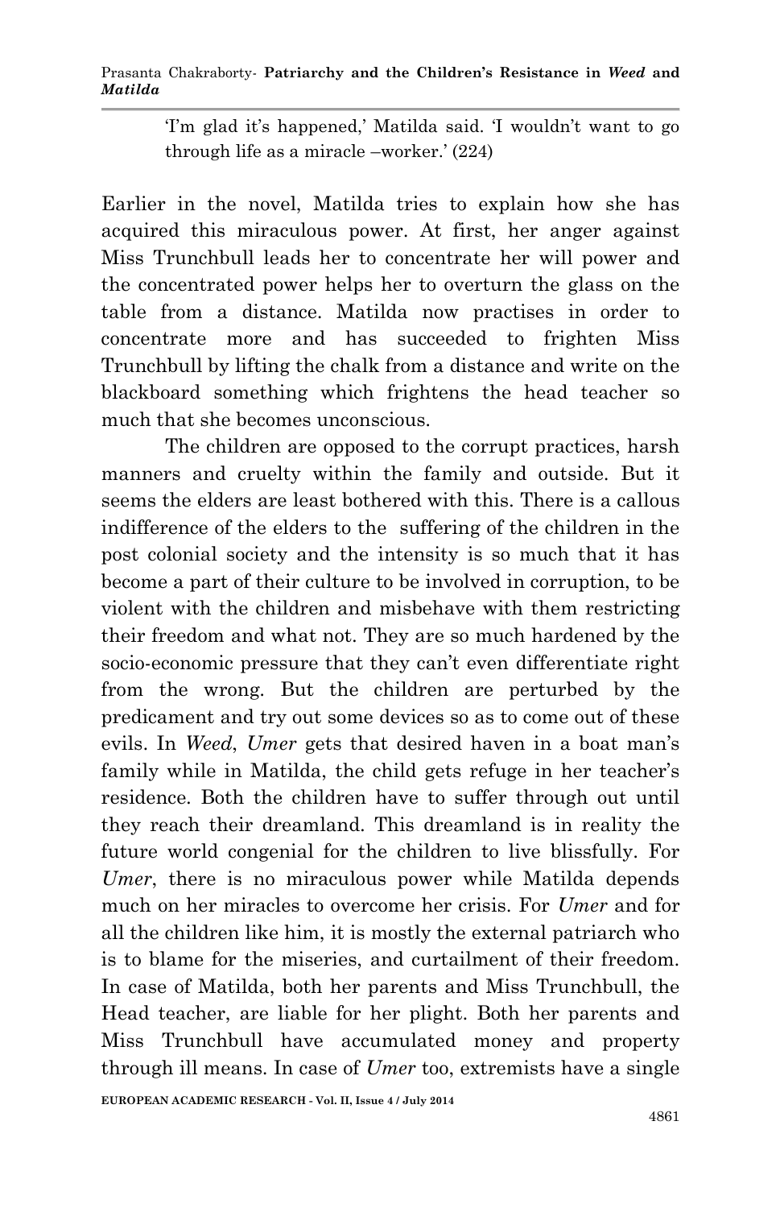> 'I'm glad it's happened,' Matilda said. 'I wouldn't want to go through life as a miracle –worker.' (224)

Earlier in the novel, Matilda tries to explain how she has acquired this miraculous power. At first, her anger against Miss Trunchbull leads her to concentrate her will power and the concentrated power helps her to overturn the glass on the table from a distance. Matilda now practises in order to concentrate more and has succeeded to frighten Miss Trunchbull by lifting the chalk from a distance and write on the blackboard something which frightens the head teacher so much that she becomes unconscious.

The children are opposed to the corrupt practices, harsh manners and cruelty within the family and outside. But it seems the elders are least bothered with this. There is a callous indifference of the elders to the suffering of the children in the post colonial society and the intensity is so much that it has become a part of their culture to be involved in corruption, to be violent with the children and misbehave with them restricting their freedom and what not. They are so much hardened by the socio-economic pressure that they can't even differentiate right from the wrong. But the children are perturbed by the predicament and try out some devices so as to come out of these evils. In *Weed*, *Umer* gets that desired haven in a boat man's family while in Matilda, the child gets refuge in her teacher's residence. Both the children have to suffer through out until they reach their dreamland. This dreamland is in reality the future world congenial for the children to live blissfully. For *Umer*, there is no miraculous power while Matilda depends much on her miracles to overcome her crisis. For *Umer* and for all the children like him, it is mostly the external patriarch who is to blame for the miseries, and curtailment of their freedom. In case of Matilda, both her parents and Miss Trunchbull, the Head teacher, are liable for her plight. Both her parents and Miss Trunchbull have accumulated money and property through ill means. In case of *Umer* too, extremists have a single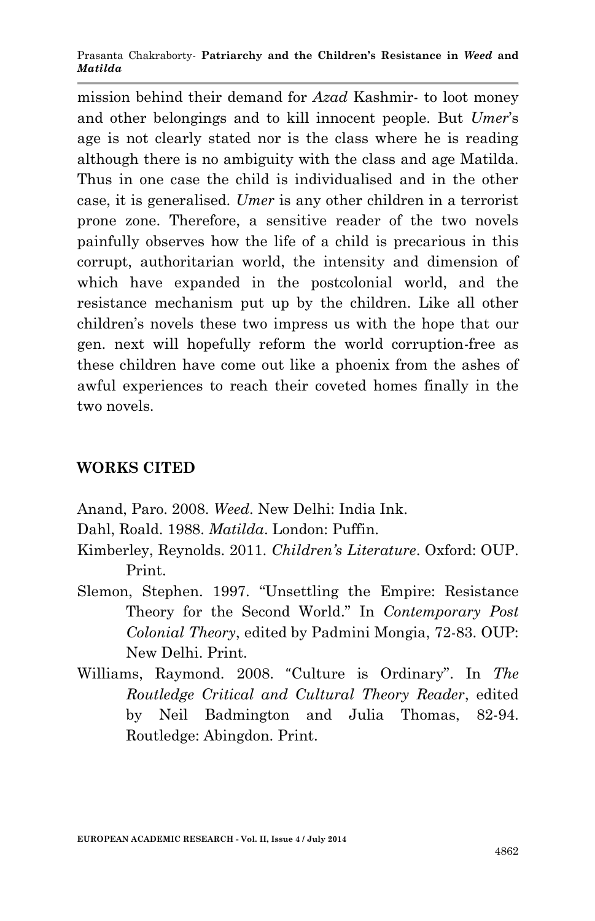mission behind their demand for *Azad* Kashmir- to loot money and other belongings and to kill innocent people. But *Umer*'s age is not clearly stated nor is the class where he is reading although there is no ambiguity with the class and age Matilda. Thus in one case the child is individualised and in the other case, it is generalised. *Umer* is any other children in a terrorist prone zone. Therefore, a sensitive reader of the two novels painfully observes how the life of a child is precarious in this corrupt, authoritarian world, the intensity and dimension of which have expanded in the postcolonial world, and the resistance mechanism put up by the children. Like all other children's novels these two impress us with the hope that our gen. next will hopefully reform the world corruption-free as these children have come out like a phoenix from the ashes of awful experiences to reach their coveted homes finally in the two novels.

## WORKS CITED

Anand, Paro. 2008. *Weed*. New Delhi: India Ink.

Dahl, Roald. 1988. *Matilda*. London: Puffin.

Kimberley, Reynolds. 2011. *Children's Literature*. Oxford: OUP. Print.

Slemon, Stephen. 1997. "Unsettling the Empire: Resistance Theory for the Second World." In *Contemporary Post Colonial Theory*, edited by Padmini Mongia, 72-83. OUP: New Delhi. Print.

Williams, Raymond. 2008. "Culture is Ordinary". In *The Routledge Critical and Cultural Theory Reader*, edited by Neil Badmington and Julia Thomas, 82-94. Routledge: Abingdon. Print.